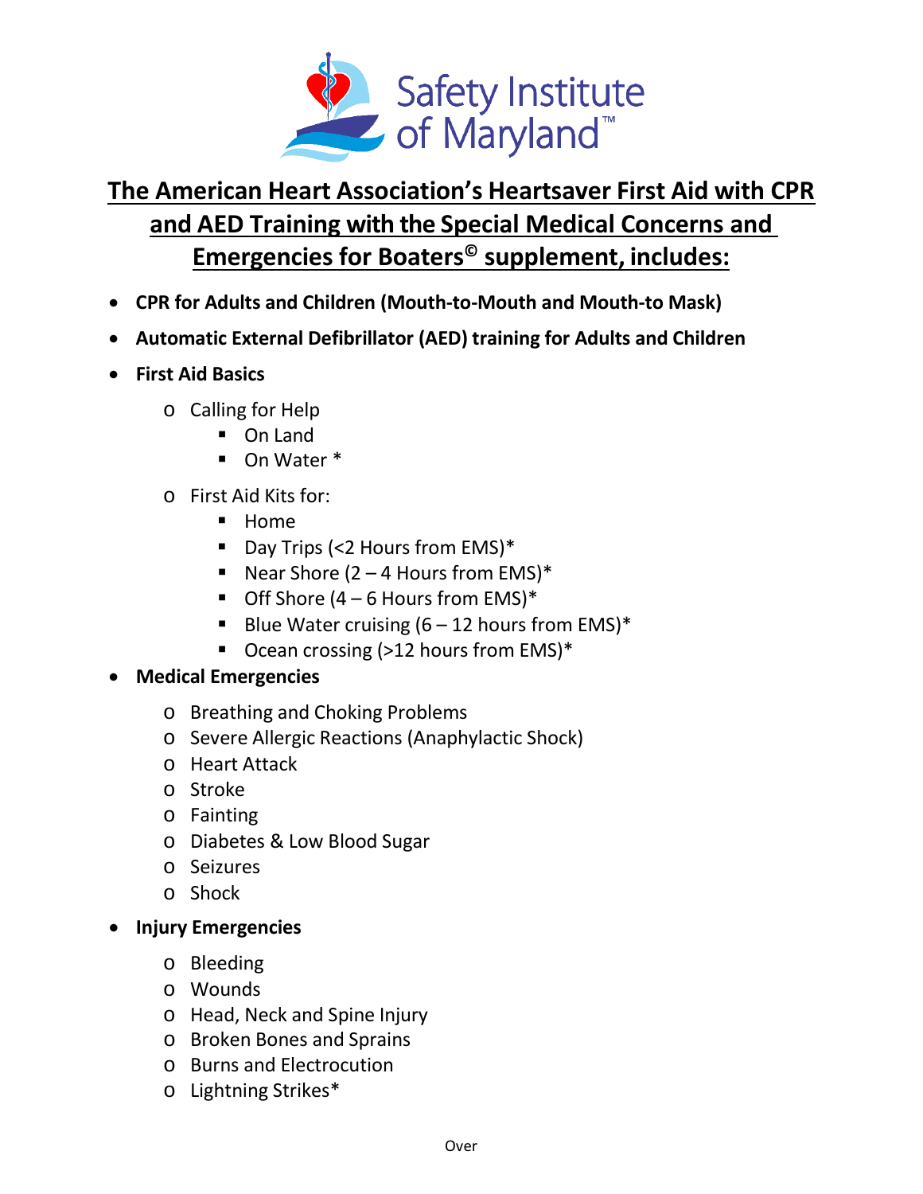Safety Institute of Maryland™

# The American Heart Association's Heartsaver First Aid with CPR and AED Training with the Special Medical Concerns and Emergencies for Boaters© supplement, includes:

- **CPR for Adults and Children (Mouth-to-Mouth and Mouth-to Mask)**
- **Automatic External Defibrillator (AED) training for Adults and Children**
- **First Aid Basics**
  - Calling for Help
    - On Land
    - On Water *
  - First Aid Kits for:
    - Home
    - Day Trips (<2 Hours from EMS)*
    - Near Shore (2 – 4 Hours from EMS)*
    - Off Shore (4 – 6 Hours from EMS)*
    - Blue Water cruising (6 – 12 hours from EMS)*
    - Ocean crossing (>12 hours from EMS)*
- **Medical Emergencies**
  - Breathing and Choking Problems
  - Severe Allergic Reactions (Anaphylactic Shock)
  - Heart Attack
  - Stroke
  - Fainting
  - Diabetes & Low Blood Sugar
  - Seizures
  - Shock
- **Injury Emergencies**
  - Bleeding
  - Wounds
  - Head, Neck and Spine Injury
  - Broken Bones and Sprains
  - Burns and Electrocution
  - Lightning Strikes*

Over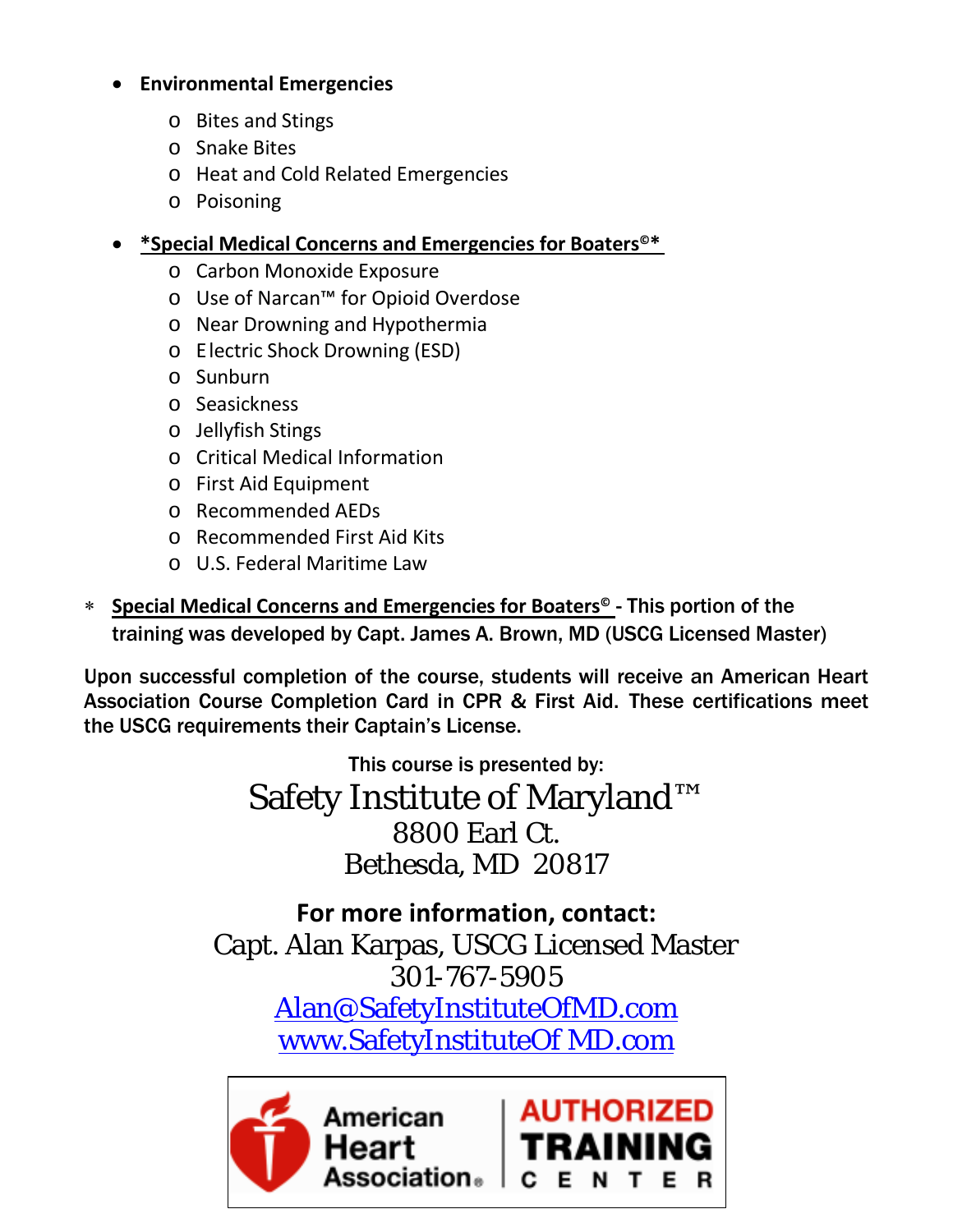- **Environmental Emergencies**
  - Bites and Stings
  - Snake Bites
  - Heat and Cold Related Emergencies
  - Poisoning

- **<u>*Special Medical Concerns and Emergencies for Boaters©*</u>**
  - Carbon Monoxide Exposure
  - Use of Narcan™ for Opioid Overdose
  - Near Drowning and Hypothermia
  - Electric Shock Drowning (ESD)
  - Sunburn
  - Seasickness
  - Jellyfish Stings
  - Critical Medical Information
  - First Aid Equipment
  - Recommended AEDs
  - Recommended First Aid Kits
  - U.S. Federal Maritime Law

\* **<u>Special Medical Concerns and Emergencies for Boaters©</u> - This portion of the training was developed by Capt. James A. Brown, MD (USCG Licensed Master)**

**Upon successful completion of the course, students will receive an American Heart Association Course Completion Card in CPR & First Aid. These certifications meet the USCG requirements their Captain's License.**

**This course is presented by:**

Safety Institute of Maryland™
8800 Earl Ct.
Bethesda, MD 20817

**For more information, contact:**

Capt. Alan Karpas, USCG Licensed Master
301-767-5905
Alan@SafetyInstituteOfMD.com
www.SafetyInstituteOf MD.com

American Heart Association® | AUTHORIZED TRAINING CENTER